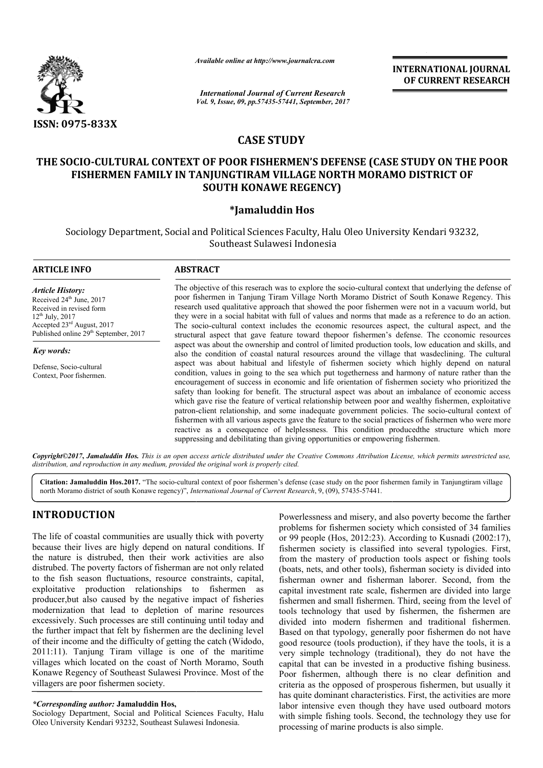*Available online at http://www.journalcra.com*

*International Journal of Current Research*
*Vol. 9, Issue, 09, pp.57435-57441, September, 2017*

**INTERNATIONAL JOURNAL OF CURRENT RESEARCH**

**ISSN: 0975-833X**

# CASE STUDY

# THE SOCIO-CULTURAL CONTEXT OF POOR FISHERMEN'S DEFENSE (CASE STUDY ON THE POOR FISHERMEN FAMILY IN TANJUNGTIRAM VILLAGE NORTH MORAMO DISTRICT OF SOUTH KONAWE REGENCY)

**\*Jamaluddin Hos**

Sociology Department, Social and Political Sciences Faculty, Halu Oleo University Kendari 93232, Southeast Sulawesi Indonesia

## ARTICLE INFO

*Article History:*
Received 24th June, 2017
Received in revised form
12th July, 2017
Accepted 23rd August, 2017
Published online 29th September, 2017

*Key words:*

Defense, Socio-cultural Context, Poor fishermen.

## ABSTRACT

The objective of this reserach was to explore the socio-cultural context that underlying the defense of poor fishermen in Tanjung Tiram Village North Moramo District of South Konawe Regency. This research used qualitative approach that showed the poor fishermen were not in a vacuum world, but they were in a social habitat with full of values and norms that made as a reference to do an action. The socio-cultural context includes the economic resources aspect, the cultural aspect, and the structural aspect that gave feature toward thepoor fishermen's defense. The cconomic resources aspect was about the ownership and control of limited production tools, low education and skills, and also the condition of coastal natural resources around the village that wasdeclining. The cultural aspect was about habitual and lifestyle of fishermen society which highly depend on natural condition, values in going to the sea which put togetherness and harmony of nature rather than the encouragement of success in economic and life orientation of fishermen society who prioritized the safety than looking for benefit. The structural aspect was about an imbalance of economic access which gave rise the feature of vertical relationship between poor and wealthy fishermen, exploitative patron-client relationship, and some inadequate government policies. The socio-cultural context of fishermen with all various aspects gave the feature to the social practices of fishermen who were more reactive as a consequence of helplessness. This condition producedthe structure which more suppressing and debilitating than giving opportunities or empowering fishermen.

***Copyright©2017, Jamaluddin Hos.*** *This is an open access article distributed under the Creative Commons Attribution License, which permits unrestricted use, distribution, and reproduction in any medium, provided the original work is properly cited.*

**Citation: Jamaluddin Hos.2017.** "The socio-cultural context of poor fishermen's defense (case study on the poor fishermen family in Tanjungtiram village north Moramo district of south Konawe regency)", *International Journal of Current Research*, 9, (09), 57435-57441.

## INTRODUCTION

The life of coastal communities are usually thick with poverty because their lives are higly depend on natural conditions. If the nature is distrubed, then their work activities are also distrubed. The poverty factors of fisherman are not only related to the fish season fluctuations, resource constraints, capital, exploitative production relationships to fishermen as producer,but also caused by the negative impact of fisheries modernization that lead to depletion of marine resources excessively. Such processes are still continuing until today and the further impact that felt by fishermen are the declining level of their income and the difficulty of getting the catch (Widodo, 2011:11). Tanjung Tiram village is one of the maritime villages which located on the coast of North Moramo, South Konawe Regency of Southeast Sulawesi Province. Most of the villagers are poor fishermen society.

Powerlessness and misery, and also poverty become the farther problems for fishermen society which consisted of 34 families or 99 people (Hos, 2012:23). According to Kusnadi (2002:17), fishermen society is classified into several typologies. First, from the mastery of production tools aspect or fishing tools (boats, nets, and other tools), fisherman society is divided into fisherman owner and fisherman laborer. Second, from the capital investment rate scale, fishermen are divided into large fishermen and small fishermen. Third, seeing from the level of tools technology that used by fishermen, the fishermen are divided into modern fishermen and traditional fishermen. Based on that typology, generally poor fishermen do not have good resource (tools production), if they have the tools, it is a very simple technology (traditional), they do not have the capital that can be invested in a productive fishing business. Poor fishermen, although there is no clear definition and criteria as the opposed of prosperous fishermen, but usually it has quite dominant characteristics. First, the activities are more labor intensive even though they have used outboard motors with simple fishing tools. Second, the technology they use for processing of marine products is also simple.

*\*Corresponding author:* **Jamaluddin Hos,**
Sociology Department, Social and Political Sciences Faculty, Halu Oleo University Kendari 93232, Southeast Sulawesi Indonesia.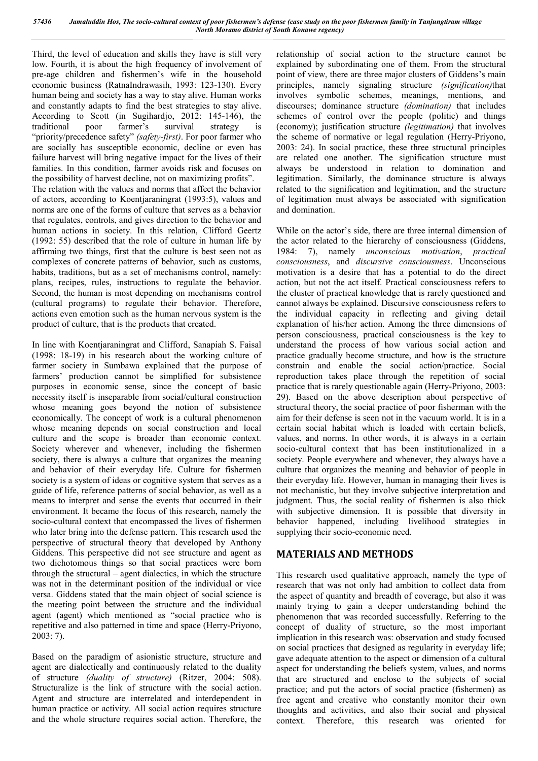Third, the level of education and skills they have is still very low. Fourth, it is about the high frequency of involvement of pre-age children and fishermen's wife in the household economic business (RatnaIndrawasih, 1993: 123-130). Every human being and society has a way to stay alive. Human works and constantly adapts to find the best strategies to stay alive. According to Scott (in Sugihardjo, 2012: 145-146), the traditional poor farmer's survival strategy is "priority/precedence safety" *(safety-first)*. For poor farmer who are socially has susceptible economic, decline or even has failure harvest will bring negative impact for the lives of their families. In this condition, farmer avoids risk and focuses on the possibility of harvest decline, not on maximizing profits".

The relation with the values and norms that affect the behavior of actors, according to Koentjaraningrat (1993:5), values and norms are one of the forms of culture that serves as a behavior that regulates, controls, and gives direction to the behavior and human actions in society. In this relation, Clifford Geertz (1992: 55) described that the role of culture in human life by affirming two things, first that the culture is best seen not as complexes of concrete patterns of behavior, such as customs, habits, traditions, but as a set of mechanisms control, namely: plans, recipes, rules, instructions to regulate the behavior. Second, the human is most depending on mechanisms control (cultural programs) to regulate their behavior. Therefore, actions even emotion such as the human nervous system is the product of culture, that is the products that created.

In line with Koentjaraningrat and Clifford, Sanapiah S. Faisal (1998: 18-19) in his research about the working culture of farmer society in Sumbawa explained that the purpose of farmers' production cannot be simplified for subsistence purposes in economic sense, since the concept of basic necessity itself is inseparable from social/cultural construction whose meaning goes beyond the notion of subsistence economically. The concept of work is a cultural phenomenon whose meaning depends on social construction and local culture and the scope is broader than economic context. Society wherever and whenever, including the fishermen society, there is always a culture that organizes the meaning and behavior of their everyday life. Culture for fishermen society is a system of ideas or cognitive system that serves as a guide of life, reference patterns of social behavior, as well as a means to interpret and sense the events that occurred in their environment. It became the focus of this research, namely the socio-cultural context that encompassed the lives of fishermen who later bring into the defense pattern. This research used the perspective of structural theory that developed by Anthony Giddens. This perspective did not see structure and agent as two dichotomous things so that social practices were born through the structural – agent dialectics, in which the structure was not in the determinant position of the individual or vice versa. Giddens stated that the main object of social science is the meeting point between the structure and the individual agent (agent) which mentioned as "social practice who is repetitive and also patterned in time and space (Herry-Priyono, 2003: 7).

Based on the paradigm of asionistic structure, structure and agent are dialectically and continuously related to the duality of structure *(duality of structure)* (Ritzer, 2004: 508). Structuralize is the link of structure with the social action. Agent and structure are interrelated and interdependent in human practice or activity. All social action requires structure and the whole structure requires social action. Therefore, the relationship of social action to the structure cannot be explained by subordinating one of them. From the structural point of view, there are three major clusters of Giddens's main principles, namely signaling structure *(signification)*that involves symbolic schemes, meanings, mentions, and discourses; dominance structure *(domination)* that includes schemes of control over the people (politic) and things (economy); justification structure *(legitimation)* that involves the scheme of normative or legal regulation (Herry-Priyono, 2003: 24). In social practice, these three structural principles are related one another. The signification structure must always be understood in relation to domination and legitimation. Similarly, the dominance structure is always related to the signification and legitimation, and the structure of legitimation must always be associated with signification and domination.

While on the actor's side, there are three internal dimension of the actor related to the hierarchy of consciousness (Giddens, 1984: 7), namely *unconscious motivation*, *practical consciousness*, and *discursive consciousness*. Unconscious motivation is a desire that has a potential to do the direct action, but not the act itself. Practical consciousness refers to the cluster of practical knowledge that is rarely questioned and cannot always be explained. Discursive consciousness refers to the individual capacity in reflecting and giving detail explanation of his/her action. Among the three dimensions of person consciousness, practical consciousness is the key to understand the process of how various social action and practice gradually become structure, and how is the structure constrain and enable the social action/practice. Social reproduction takes place through the repetition of social practice that is rarely questionable again (Herry-Priyono, 2003: 29). Based on the above description about perspective of structural theory, the social practice of poor fisherman with the aim for their defense is seen not in the vacuum world. It is in a certain social habitat which is loaded with certain beliefs, values, and norms. In other words, it is always in a certain socio-cultural context that has been institutionalized in a society. People everywhere and whenever, they always have a culture that organizes the meaning and behavior of people in their everyday life. However, human in managing their lives is not mechanistic, but they involve subjective interpretation and judgment. Thus, the social reality of fishermen is also thick with subjective dimension. It is possible that diversity in behavior happened, including livelihood strategies in supplying their socio-economic need.

## MATERIALS AND METHODS

This research used qualitative approach, namely the type of research that was not only had ambition to collect data from the aspect of quantity and breadth of coverage, but also it was mainly trying to gain a deeper understanding behind the phenomenon that was recorded successfully. Referring to the concept of duality of structure, so the most important implication in this research was: observation and study focused on social practices that designed as regularity in everyday life; gave adequate attention to the aspect or dimension of a cultural aspect for understanding the beliefs system, values, and norms that are structured and enclose to the subjects of social practice; and put the actors of social practice (fishermen) as free agent and creative who constantly monitor their own thoughts and activities, and also their social and physical context. Therefore, this research was oriented for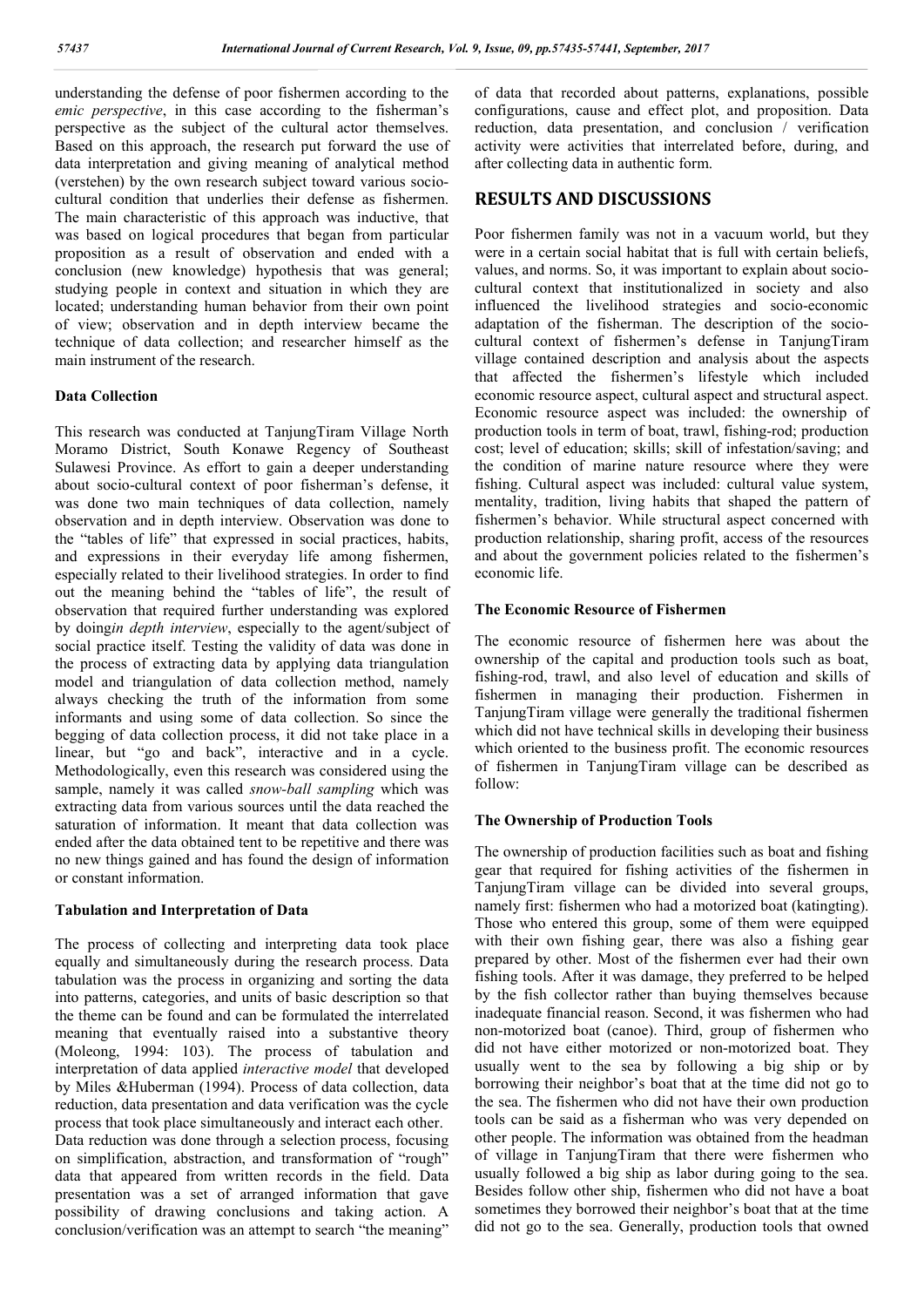understanding the defense of poor fishermen according to the *emic perspective*, in this case according to the fisherman's perspective as the subject of the cultural actor themselves. Based on this approach, the research put forward the use of data interpretation and giving meaning of analytical method (verstehen) by the own research subject toward various socio-cultural condition that underlies their defense as fishermen. The main characteristic of this approach was inductive, that was based on logical procedures that began from particular proposition as a result of observation and ended with a conclusion (new knowledge) hypothesis that was general; studying people in context and situation in which they are located; understanding human behavior from their own point of view; observation and in depth interview became the technique of data collection; and researcher himself as the main instrument of the research.

### Data Collection

This research was conducted at TanjungTiram Village North Moramo District, South Konawe Regency of Southeast Sulawesi Province. As effort to gain a deeper understanding about socio-cultural context of poor fisherman's defense, it was done two main techniques of data collection, namely observation and in depth interview. Observation was done to the "tables of life" that expressed in social practices, habits, and expressions in their everyday life among fishermen, especially related to their livelihood strategies. In order to find out the meaning behind the "tables of life", the result of observation that required further understanding was explored by doing*in depth interview*, especially to the agent/subject of social practice itself. Testing the validity of data was done in the process of extracting data by applying data triangulation model and triangulation of data collection method, namely always checking the truth of the information from some informants and using some of data collection. So since the begging of data collection process, it did not take place in a linear, but "go and back", interactive and in a cycle. Methodologically, even this research was considered using the sample, namely it was called *snow-ball sampling* which was extracting data from various sources until the data reached the saturation of information. It meant that data collection was ended after the data obtained tent to be repetitive and there was no new things gained and has found the design of information or constant information.

### Tabulation and Interpretation of Data

The process of collecting and interpreting data took place equally and simultaneously during the research process. Data tabulation was the process in organizing and sorting the data into patterns, categories, and units of basic description so that the theme can be found and can be formulated the interrelated meaning that eventually raised into a substantive theory (Moleong, 1994: 103). The process of tabulation and interpretation of data applied *interactive model* that developed by Miles &Huberman (1994). Process of data collection, data reduction, data presentation and data verification was the cycle process that took place simultaneously and interact each other.
Data reduction was done through a selection process, focusing on simplification, abstraction, and transformation of "rough" data that appeared from written records in the field. Data presentation was a set of arranged information that gave possibility of drawing conclusions and taking action. A conclusion/verification was an attempt to search "the meaning" of data that recorded about patterns, explanations, possible configurations, cause and effect plot, and proposition. Data reduction, data presentation, and conclusion / verification activity were activities that interrelated before, during, and after collecting data in authentic form.

## RESULTS AND DISCUSSIONS

Poor fishermen family was not in a vacuum world, but they were in a certain social habitat that is full with certain beliefs, values, and norms. So, it was important to explain about socio-cultural context that institutionalized in society and also influenced the livelihood strategies and socio-economic adaptation of the fisherman. The description of the socio-cultural context of fishermen's defense in TanjungTiram village contained description and analysis about the aspects that affected the fishermen's lifestyle which included economic resource aspect, cultural aspect and structural aspect. Economic resource aspect was included: the ownership of production tools in term of boat, trawl, fishing-rod; production cost; level of education; skills; skill of infestation/saving; and the condition of marine nature resource where they were fishing. Cultural aspect was included: cultural value system, mentality, tradition, living habits that shaped the pattern of fishermen's behavior. While structural aspect concerned with production relationship, sharing profit, access of the resources and about the government policies related to the fishermen's economic life.

### The Economic Resource of Fishermen

The economic resource of fishermen here was about the ownership of the capital and production tools such as boat, fishing-rod, trawl, and also level of education and skills of fishermen in managing their production. Fishermen in TanjungTiram village were generally the traditional fishermen which did not have technical skills in developing their business which oriented to the business profit. The economic resources of fishermen in TanjungTiram village can be described as follow:

### The Ownership of Production Tools

The ownership of production facilities such as boat and fishing gear that required for fishing activities of the fishermen in TanjungTiram village can be divided into several groups, namely first: fishermen who had a motorized boat (katingting). Those who entered this group, some of them were equipped with their own fishing gear, there was also a fishing gear prepared by other. Most of the fishermen ever had their own fishing tools. After it was damage, they preferred to be helped by the fish collector rather than buying themselves because inadequate financial reason. Second, it was fishermen who had non-motorized boat (canoe). Third, group of fishermen who did not have either motorized or non-motorized boat. They usually went to the sea by following a big ship or by borrowing their neighbor's boat that at the time did not go to the sea. The fishermen who did not have their own production tools can be said as a fisherman who was very depended on other people. The information was obtained from the headman of village in TanjungTiram that there were fishermen who usually followed a big ship as labor during going to the sea. Besides follow other ship, fishermen who did not have a boat sometimes they borrowed their neighbor's boat that at the time did not go to the sea. Generally, production tools that owned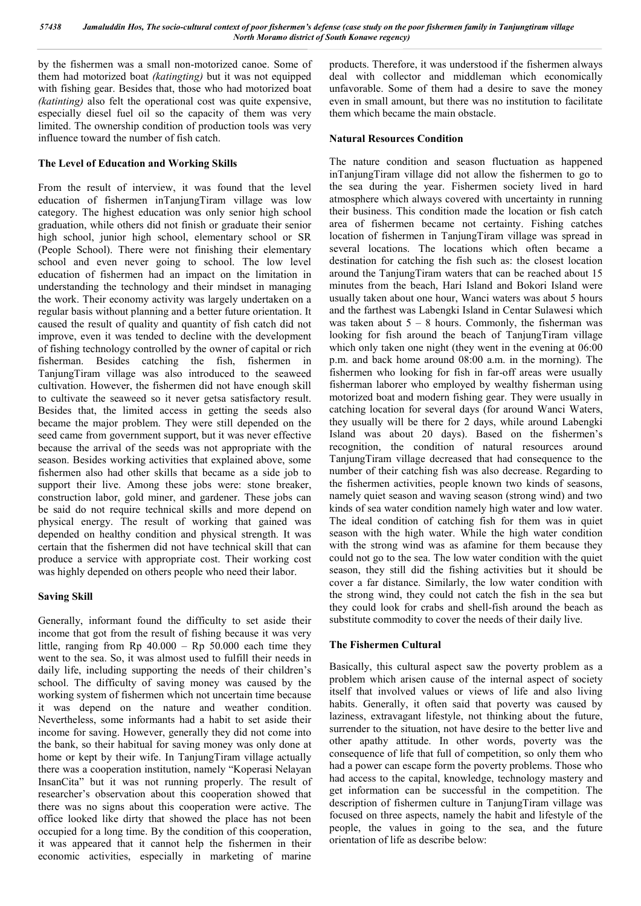by the fishermen was a small non-motorized canoe. Some of them had motorized boat *(katingting)* but it was not equipped with fishing gear. Besides that, those who had motorized boat *(katinting)* also felt the operational cost was quite expensive, especially diesel fuel oil so the capacity of them was very limited. The ownership condition of production tools was very influence toward the number of fish catch.

### The Level of Education and Working Skills

From the result of interview, it was found that the level education of fishermen inTanjungTiram village was low category. The highest education was only senior high school graduation, while others did not finish or graduate their senior high school, junior high school, elementary school or SR (People School). There were not finishing their elementary school and even never going to school. The low level education of fishermen had an impact on the limitation in understanding the technology and their mindset in managing the work. Their economy activity was largely undertaken on a regular basis without planning and a better future orientation. It caused the result of quality and quantity of fish catch did not improve, even it was tended to decline with the development of fishing technology controlled by the owner of capital or rich fisherman. Besides catching the fish, fishermen in TanjungTiram village was also introduced to the seaweed cultivation. However, the fishermen did not have enough skill to cultivate the seaweed so it never getsa satisfactory result. Besides that, the limited access in getting the seeds also became the major problem. They were still depended on the seed came from government support, but it was never effective because the arrival of the seeds was not appropriate with the season. Besides working activities that explained above, some fishermen also had other skills that became as a side job to support their live. Among these jobs were: stone breaker, construction labor, gold miner, and gardener. These jobs can be said do not require technical skills and more depend on physical energy. The result of working that gained was depended on healthy condition and physical strength. It was certain that the fishermen did not have technical skill that can produce a service with appropriate cost. Their working cost was highly depended on others people who need their labor.

### Saving Skill

Generally, informant found the difficulty to set aside their income that got from the result of fishing because it was very little, ranging from Rp 40.000 – Rp 50.000 each time they went to the sea. So, it was almost used to fulfill their needs in daily life, including supporting the needs of their children's school. The difficulty of saving money was caused by the working system of fishermen which not uncertain time because it was depend on the nature and weather condition. Nevertheless, some informants had a habit to set aside their income for saving. However, generally they did not come into the bank, so their habitual for saving money was only done at home or kept by their wife. In TanjungTiram village actually there was a cooperation institution, namely "Koperasi Nelayan InsanCita" but it was not running properly. The result of researcher's observation about this cooperation showed that there was no signs about this cooperation were active. The office looked like dirty that showed the place has not been occupied for a long time. By the condition of this cooperation, it was appeared that it cannot help the fishermen in their economic activities, especially in marketing of marine products. Therefore, it was understood if the fishermen always deal with collector and middleman which economically unfavorable. Some of them had a desire to save the money even in small amount, but there was no institution to facilitate them which became the main obstacle.

### Natural Resources Condition

The nature condition and season fluctuation as happened inTanjungTiram village did not allow the fishermen to go to the sea during the year. Fishermen society lived in hard atmosphere which always covered with uncertainty in running their business. This condition made the location or fish catch area of fishermen became not certainty. Fishing catches location of fishermen in TanjungTiram village was spread in several locations. The locations which often became a destination for catching the fish such as: the closest location around the TanjungTiram waters that can be reached about 15 minutes from the beach, Hari Island and Bokori Island were usually taken about one hour, Wanci waters was about 5 hours and the farthest was Labengki Island in Centar Sulawesi which was taken about 5 – 8 hours. Commonly, the fisherman was looking for fish around the beach of TanjungTiram village which only taken one night (they went in the evening at 06:00 p.m. and back home around 08:00 a.m. in the morning). The fishermen who looking for fish in far-off areas were usually fisherman laborer who employed by wealthy fisherman using motorized boat and modern fishing gear. They were usually in catching location for several days (for around Wanci Waters, they usually will be there for 2 days, while around Labengki Island was about 20 days). Based on the fishermen's recognition, the condition of natural resources around TanjungTiram village decreased that had consequence to the number of their catching fish was also decrease. Regarding to the fishermen activities, people known two kinds of seasons, namely quiet season and waving season (strong wind) and two kinds of sea water condition namely high water and low water. The ideal condition of catching fish for them was in quiet season with the high water. While the high water condition with the strong wind was as afamine for them because they could not go to the sea. The low water condition with the quiet season, they still did the fishing activities but it should be cover a far distance. Similarly, the low water condition with the strong wind, they could not catch the fish in the sea but they could look for crabs and shell-fish around the beach as substitute commodity to cover the needs of their daily live.

### The Fishermen Cultural

Basically, this cultural aspect saw the poverty problem as a problem which arisen cause of the internal aspect of society itself that involved values or views of life and also living habits. Generally, it often said that poverty was caused by laziness, extravagant lifestyle, not thinking about the future, surrender to the situation, not have desire to the better live and other apathy attitude. In other words, poverty was the consequence of life that full of competition, so only them who had a power can escape form the poverty problems. Those who had access to the capital, knowledge, technology mastery and get information can be successful in the competition. The description of fishermen culture in TanjungTiram village was focused on three aspects, namely the habit and lifestyle of the people, the values in going to the sea, and the future orientation of life as describe below: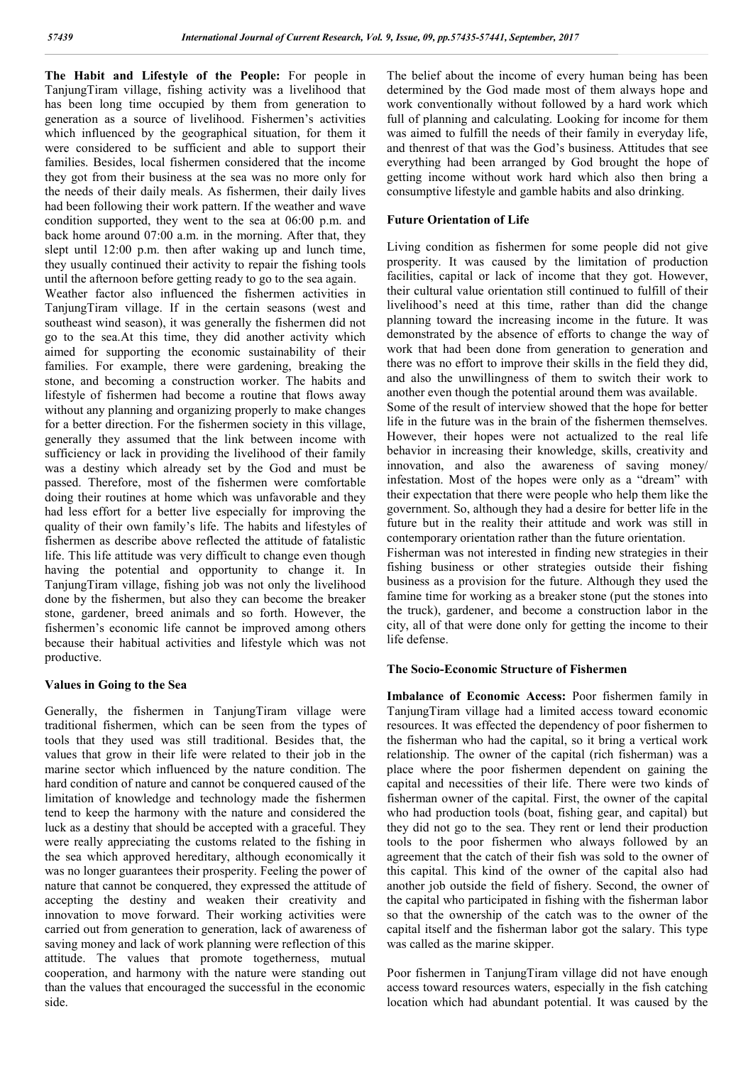**The Habit and Lifestyle of the People:** For people in TanjungTiram village, fishing activity was a livelihood that has been long time occupied by them from generation to generation as a source of livelihood. Fishermen's activities which influenced by the geographical situation, for them it were considered to be sufficient and able to support their families. Besides, local fishermen considered that the income they got from their business at the sea was no more only for the needs of their daily meals. As fishermen, their daily lives had been following their work pattern. If the weather and wave condition supported, they went to the sea at 06:00 p.m. and back home around 07:00 a.m. in the morning. After that, they slept until 12:00 p.m. then after waking up and lunch time, they usually continued their activity to repair the fishing tools until the afternoon before getting ready to go to the sea again.

Weather factor also influenced the fishermen activities in TanjungTiram village. If in the certain seasons (west and southeast wind season), it was generally the fishermen did not go to the sea.At this time, they did another activity which aimed for supporting the economic sustainability of their families. For example, there were gardening, breaking the stone, and becoming a construction worker. The habits and lifestyle of fishermen had become a routine that flows away without any planning and organizing properly to make changes for a better direction. For the fishermen society in this village, generally they assumed that the link between income with sufficiency or lack in providing the livelihood of their family was a destiny which already set by the God and must be passed. Therefore, most of the fishermen were comfortable doing their routines at home which was unfavorable and they had less effort for a better live especially for improving the quality of their own family's life. The habits and lifestyles of fishermen as describe above reflected the attitude of fatalistic life. This life attitude was very difficult to change even though having the potential and opportunity to change it. In TanjungTiram village, fishing job was not only the livelihood done by the fishermen, but also they can become the breaker stone, gardener, breed animals and so forth. However, the fishermen's economic life cannot be improved among others because their habitual activities and lifestyle which was not productive.

### Values in Going to the Sea

Generally, the fishermen in TanjungTiram village were traditional fishermen, which can be seen from the types of tools that they used was still traditional. Besides that, the values that grow in their life were related to their job in the marine sector which influenced by the nature condition. The hard condition of nature and cannot be conquered caused of the limitation of knowledge and technology made the fishermen tend to keep the harmony with the nature and considered the luck as a destiny that should be accepted with a graceful. They were really appreciating the customs related to the fishing in the sea which approved hereditary, although economically it was no longer guarantees their prosperity. Feeling the power of nature that cannot be conquered, they expressed the attitude of accepting the destiny and weaken their creativity and innovation to move forward. Their working activities were carried out from generation to generation, lack of awareness of saving money and lack of work planning were reflection of this attitude. The values that promote togetherness, mutual cooperation, and harmony with the nature were standing out than the values that encouraged the successful in the economic side.

The belief about the income of every human being has been determined by the God made most of them always hope and work conventionally without followed by a hard work which full of planning and calculating. Looking for income for them was aimed to fulfill the needs of their family in everyday life, and thenrest of that was the God's business. Attitudes that see everything had been arranged by God brought the hope of getting income without work hard which also then bring a consumptive lifestyle and gamble habits and also drinking.

### Future Orientation of Life

Living condition as fishermen for some people did not give prosperity. It was caused by the limitation of production facilities, capital or lack of income that they got. However, their cultural value orientation still continued to fulfill of their livelihood's need at this time, rather than did the change planning toward the increasing income in the future. It was demonstrated by the absence of efforts to change the way of work that had been done from generation to generation and there was no effort to improve their skills in the field they did, and also the unwillingness of them to switch their work to another even though the potential around them was available.

Some of the result of interview showed that the hope for better life in the future was in the brain of the fishermen themselves. However, their hopes were not actualized to the real life behavior in increasing their knowledge, skills, creativity and innovation, and also the awareness of saving money/ infestation. Most of the hopes were only as a "dream" with their expectation that there were people who help them like the government. So, although they had a desire for better life in the future but in the reality their attitude and work was still in contemporary orientation rather than the future orientation.

Fisherman was not interested in finding new strategies in their fishing business or other strategies outside their fishing business as a provision for the future. Although they used the famine time for working as a breaker stone (put the stones into the truck), gardener, and become a construction labor in the city, all of that were done only for getting the income to their life defense.

### The Socio-Economic Structure of Fishermen

**Imbalance of Economic Access:** Poor fishermen family in TanjungTiram village had a limited access toward economic resources. It was effected the dependency of poor fishermen to the fisherman who had the capital, so it bring a vertical work relationship. The owner of the capital (rich fisherman) was a place where the poor fishermen dependent on gaining the capital and necessities of their life. There were two kinds of fisherman owner of the capital. First, the owner of the capital who had production tools (boat, fishing gear, and capital) but they did not go to the sea. They rent or lend their production tools to the poor fishermen who always followed by an agreement that the catch of their fish was sold to the owner of this capital. This kind of the owner of the capital also had another job outside the field of fishery. Second, the owner of the capital who participated in fishing with the fisherman labor so that the ownership of the catch was to the owner of the capital itself and the fisherman labor got the salary. This type was called as the marine skipper.

Poor fishermen in TanjungTiram village did not have enough access toward resources waters, especially in the fish catching location which had abundant potential. It was caused by the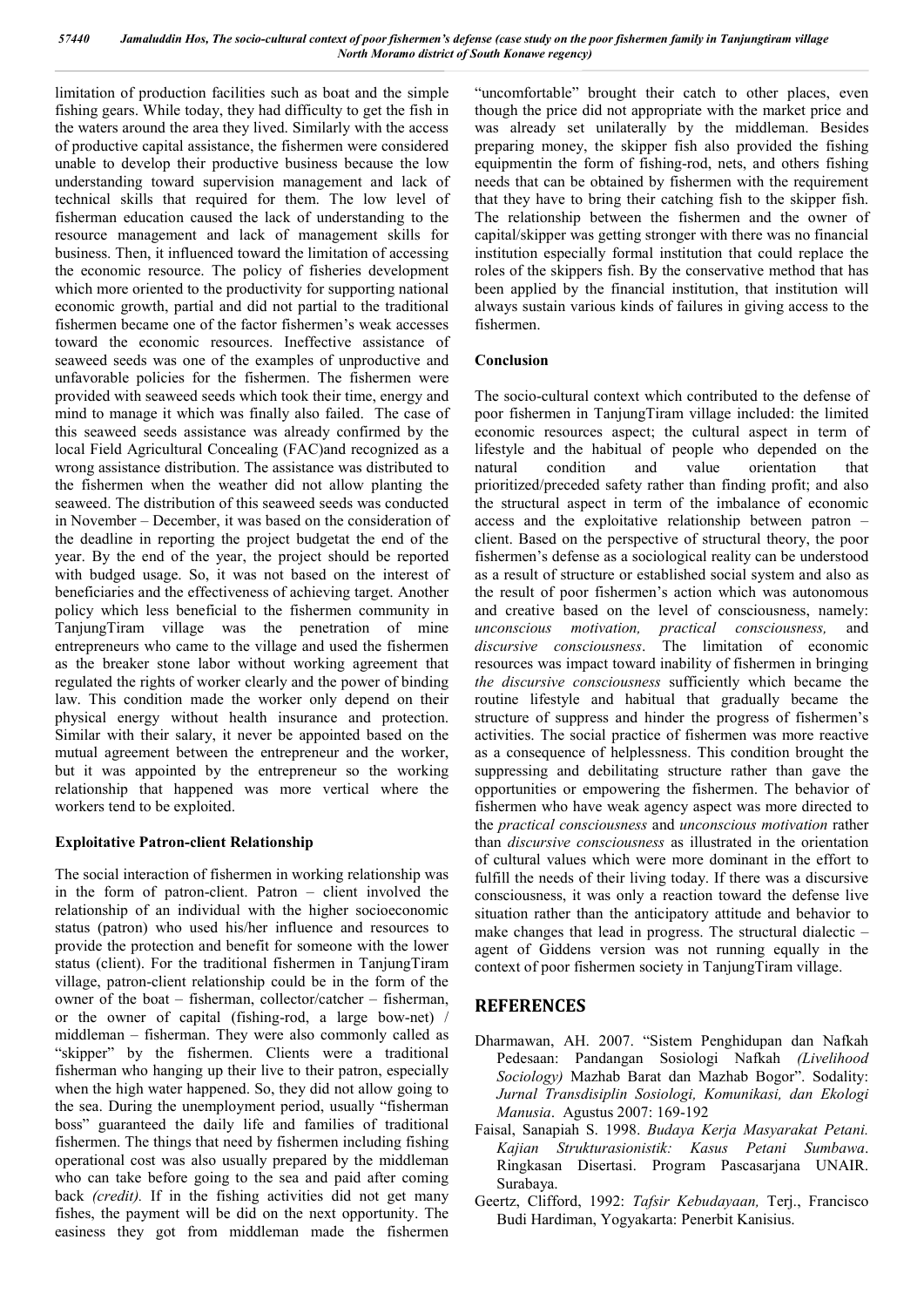limitation of production facilities such as boat and the simple fishing gears. While today, they had difficulty to get the fish in the waters around the area they lived. Similarly with the access of productive capital assistance, the fishermen were considered unable to develop their productive business because the low understanding toward supervision management and lack of technical skills that required for them. The low level of fisherman education caused the lack of understanding to the resource management and lack of management skills for business. Then, it influenced toward the limitation of accessing the economic resource. The policy of fisheries development which more oriented to the productivity for supporting national economic growth, partial and did not partial to the traditional fishermen became one of the factor fishermen's weak accesses toward the economic resources. Ineffective assistance of seaweed seeds was one of the examples of unproductive and unfavorable policies for the fishermen. The fishermen were provided with seaweed seeds which took their time, energy and mind to manage it which was finally also failed. The case of this seaweed seeds assistance was already confirmed by the local Field Agricultural Concealing (FAC)and recognized as a wrong assistance distribution. The assistance was distributed to the fishermen when the weather did not allow planting the seaweed. The distribution of this seaweed seeds was conducted in November – December, it was based on the consideration of the deadline in reporting the project budgetat the end of the year. By the end of the year, the project should be reported with budged usage. So, it was not based on the interest of beneficiaries and the effectiveness of achieving target. Another policy which less beneficial to the fishermen community in TanjungTiram village was the penetration of mine entrepreneurs who came to the village and used the fishermen as the breaker stone labor without working agreement that regulated the rights of worker clearly and the power of binding law. This condition made the worker only depend on their physical energy without health insurance and protection. Similar with their salary, it never be appointed based on the mutual agreement between the entrepreneur and the worker, but it was appointed by the entrepreneur so the working relationship that happened was more vertical where the workers tend to be exploited.

**Exploitative Patron-client Relationship**

The social interaction of fishermen in working relationship was in the form of patron-client. Patron – client involved the relationship of an individual with the higher socioeconomic status (patron) who used his/her influence and resources to provide the protection and benefit for someone with the lower status (client). For the traditional fishermen in TanjungTiram village, patron-client relationship could be in the form of the owner of the boat – fisherman, collector/catcher – fisherman, or the owner of capital (fishing-rod, a large bow-net) / middleman – fisherman. They were also commonly called as "skipper" by the fishermen. Clients were a traditional fisherman who hanging up their live to their patron, especially when the high water happened. So, they did not allow going to the sea. During the unemployment period, usually "fisherman boss" guaranteed the daily life and families of traditional fishermen. The things that need by fishermen including fishing operational cost was also usually prepared by the middleman who can take before going to the sea and paid after coming back *(credit).* If in the fishing activities did not get many fishes, the payment will be did on the next opportunity. The easiness they got from middleman made the fishermen "uncomfortable" brought their catch to other places, even though the price did not appropriate with the market price and was already set unilaterally by the middleman. Besides preparing money, the skipper fish also provided the fishing equipmentin the form of fishing-rod, nets, and others fishing needs that can be obtained by fishermen with the requirement that they have to bring their catching fish to the skipper fish. The relationship between the fishermen and the owner of capital/skipper was getting stronger with there was no financial institution especially formal institution that could replace the roles of the skippers fish. By the conservative method that has been applied by the financial institution, that institution will always sustain various kinds of failures in giving access to the fishermen.

**Conclusion**

The socio-cultural context which contributed to the defense of poor fishermen in TanjungTiram village included: the limited economic resources aspect; the cultural aspect in term of lifestyle and the habitual of people who depended on the natural condition and value orientation that prioritized/preceded safety rather than finding profit; and also the structural aspect in term of the imbalance of economic access and the exploitative relationship between patron – client. Based on the perspective of structural theory, the poor fishermen's defense as a sociological reality can be understood as a result of structure or established social system and also as the result of poor fishermen's action which was autonomous and creative based on the level of consciousness, namely: *unconscious motivation, practical consciousness,* and *discursive consciousness*. The limitation of economic resources was impact toward inability of fishermen in bringing *the discursive consciousness* sufficiently which became the routine lifestyle and habitual that gradually became the structure of suppress and hinder the progress of fishermen's activities. The social practice of fishermen was more reactive as a consequence of helplessness. This condition brought the suppressing and debilitating structure rather than gave the opportunities or empowering the fishermen. The behavior of fishermen who have weak agency aspect was more directed to the *practical consciousness* and *unconscious motivation* rather than *discursive consciousness* as illustrated in the orientation of cultural values which were more dominant in the effort to fulfill the needs of their living today. If there was a discursive consciousness, it was only a reaction toward the defense live situation rather than the anticipatory attitude and behavior to make changes that lead in progress. The structural dialectic – agent of Giddens version was not running equally in the context of poor fishermen society in TanjungTiram village.

## REFERENCES

Dharmawan, AH. 2007. "Sistem Penghidupan dan Nafkah Pedesaan: Pandangan Sosiologi Nafkah *(Livelihood Sociology)* Mazhab Barat dan Mazhab Bogor". Sodality: *Jurnal Transdisiplin Sosiologi, Komunikasi, dan Ekologi Manusia*. Agustus 2007: 169-192

Faisal, Sanapiah S. 1998. *Budaya Kerja Masyarakat Petani. Kajian Strukturasionistik: Kasus Petani Sumbawa*. Ringkasan Disertasi. Program Pascasarjana UNAIR. Surabaya.

Geertz, Clifford, 1992: *Tafsir Kebudayaan,* Terj., Francisco Budi Hardiman, Yogyakarta: Penerbit Kanisius.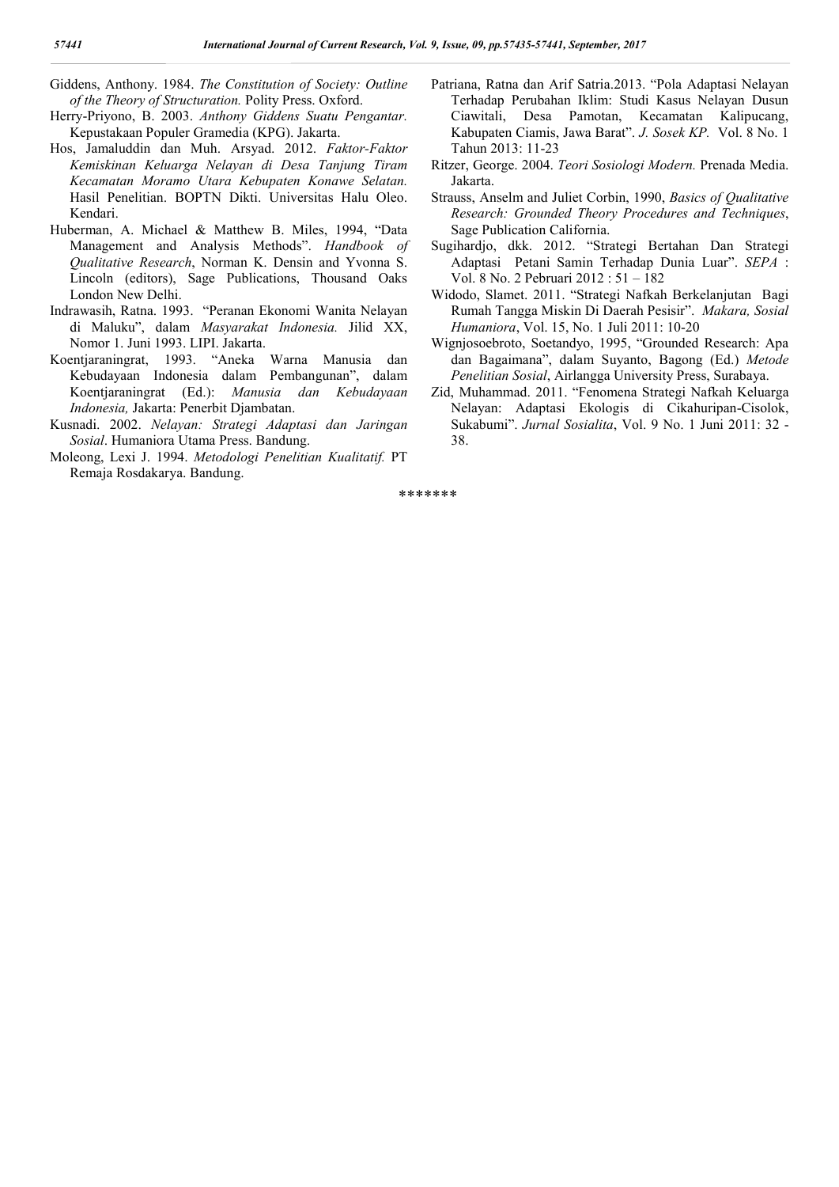Giddens, Anthony. 1984. *The Constitution of Society: Outline of the Theory of Structuration.* Polity Press. Oxford.

Herry-Priyono, B. 2003. *Anthony Giddens Suatu Pengantar.* Kepustakaan Populer Gramedia (KPG). Jakarta.

Hos, Jamaluddin dan Muh. Arsyad. 2012. *Faktor-Faktor Kemiskinan Keluarga Nelayan di Desa Tanjung Tiram Kecamatan Moramo Utara Kebupaten Konawe Selatan.* Hasil Penelitian. BOPTN Dikti. Universitas Halu Oleo. Kendari.

Huberman, A. Michael & Matthew B. Miles, 1994, "Data Management and Analysis Methods". *Handbook of Qualitative Research*, Norman K. Densin and Yvonna S. Lincoln (editors), Sage Publications, Thousand Oaks London New Delhi.

Indrawasih, Ratna. 1993. "Peranan Ekonomi Wanita Nelayan di Maluku", dalam *Masyarakat Indonesia.* Jilid XX, Nomor 1. Juni 1993. LIPI. Jakarta.

Koentjaraningrat, 1993. "Aneka Warna Manusia dan Kebudayaan Indonesia dalam Pembangunan", dalam Koentjaraningrat (Ed.): *Manusia dan Kebudayaan Indonesia,* Jakarta: Penerbit Djambatan.

Kusnadi. 2002. *Nelayan: Strategi Adaptasi dan Jaringan Sosial*. Humaniora Utama Press. Bandung.

Moleong, Lexi J. 1994. *Metodologi Penelitian Kualitatif.* PT Remaja Rosdakarya. Bandung.

Patriana, Ratna dan Arif Satria.2013. "Pola Adaptasi Nelayan Terhadap Perubahan Iklim: Studi Kasus Nelayan Dusun Ciawitali, Desa Pamotan, Kecamatan Kalipucang, Kabupaten Ciamis, Jawa Barat". *J. Sosek KP.* Vol. 8 No. 1 Tahun 2013: 11-23

Ritzer, George. 2004. *Teori Sosiologi Modern.* Prenada Media. Jakarta.

Strauss, Anselm and Juliet Corbin, 1990, *Basics of Qualitative Research: Grounded Theory Procedures and Techniques*, Sage Publication California.

Sugihardjo, dkk. 2012. "Strategi Bertahan Dan Strategi Adaptasi Petani Samin Terhadap Dunia Luar". *SEPA* : Vol. 8 No. 2 Pebruari 2012 : 51 – 182

Widodo, Slamet. 2011. "Strategi Nafkah Berkelanjutan Bagi Rumah Tangga Miskin Di Daerah Pesisir". *Makara, Sosial Humaniora*, Vol. 15, No. 1 Juli 2011: 10-20

Wignjosoebroto, Soetandyo, 1995, "Grounded Research: Apa dan Bagaimana", dalam Suyanto, Bagong (Ed.) *Metode Penelitian Sosial*, Airlangga University Press, Surabaya.

Zid, Muhammad. 2011. "Fenomena Strategi Nafkah Keluarga Nelayan: Adaptasi Ekologis di Cikahuripan-Cisolok, Sukabumi". *Jurnal Sosialita*, Vol. 9 No. 1 Juni 2011: 32 - 38.

*******